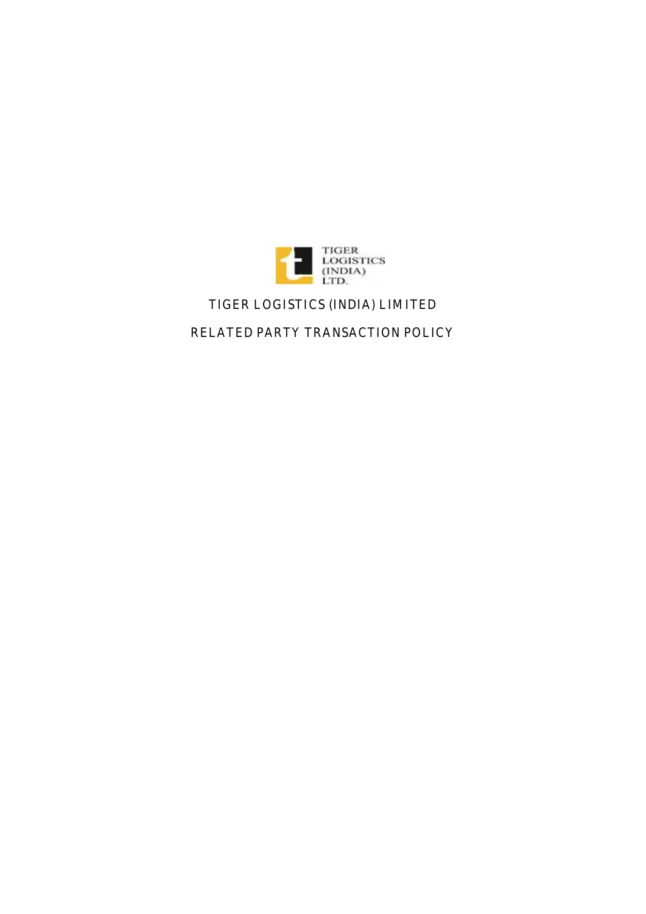# TIGER LOGISTICS (INDIA) LIMITED

## RELATED PARTY TRANSACTION POLICY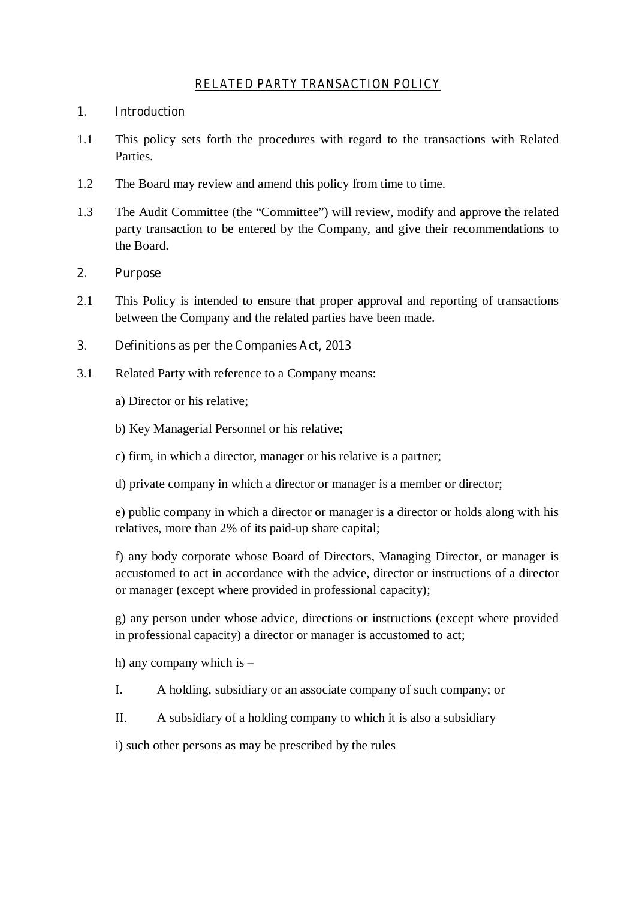# RELATED PARTY TRANSACTION POLICY

## 1. Introduction

1.1 This policy sets forth the procedures with regard to the transactions with Related Parties.

1.2 The Board may review and amend this policy from time to time.

1.3 The Audit Committee (the "Committee") will review, modify and approve the related party transaction to be entered by the Company, and give their recommendations to the Board.

## 2. Purpose

2.1 This Policy is intended to ensure that proper approval and reporting of transactions between the Company and the related parties have been made.

## 3. Definitions as per the Companies Act, 2013

3.1 Related Party with reference to a Company means:

a) Director or his relative;

b) Key Managerial Personnel or his relative;

c) firm, in which a director, manager or his relative is a partner;

d) private company in which a director or manager is a member or director;

e) public company in which a director or manager is a director or holds along with his relatives, more than 2% of its paid-up share capital;

f) any body corporate whose Board of Directors, Managing Director, or manager is accustomed to act in accordance with the advice, director or instructions of a director or manager (except where provided in professional capacity);

g) any person under whose advice, directions or instructions (except where provided in professional capacity) a director or manager is accustomed to act;

h) any company which is –

I. A holding, subsidiary or an associate company of such company; or

II. A subsidiary of a holding company to which it is also a subsidiary

i) such other persons as may be prescribed by the rules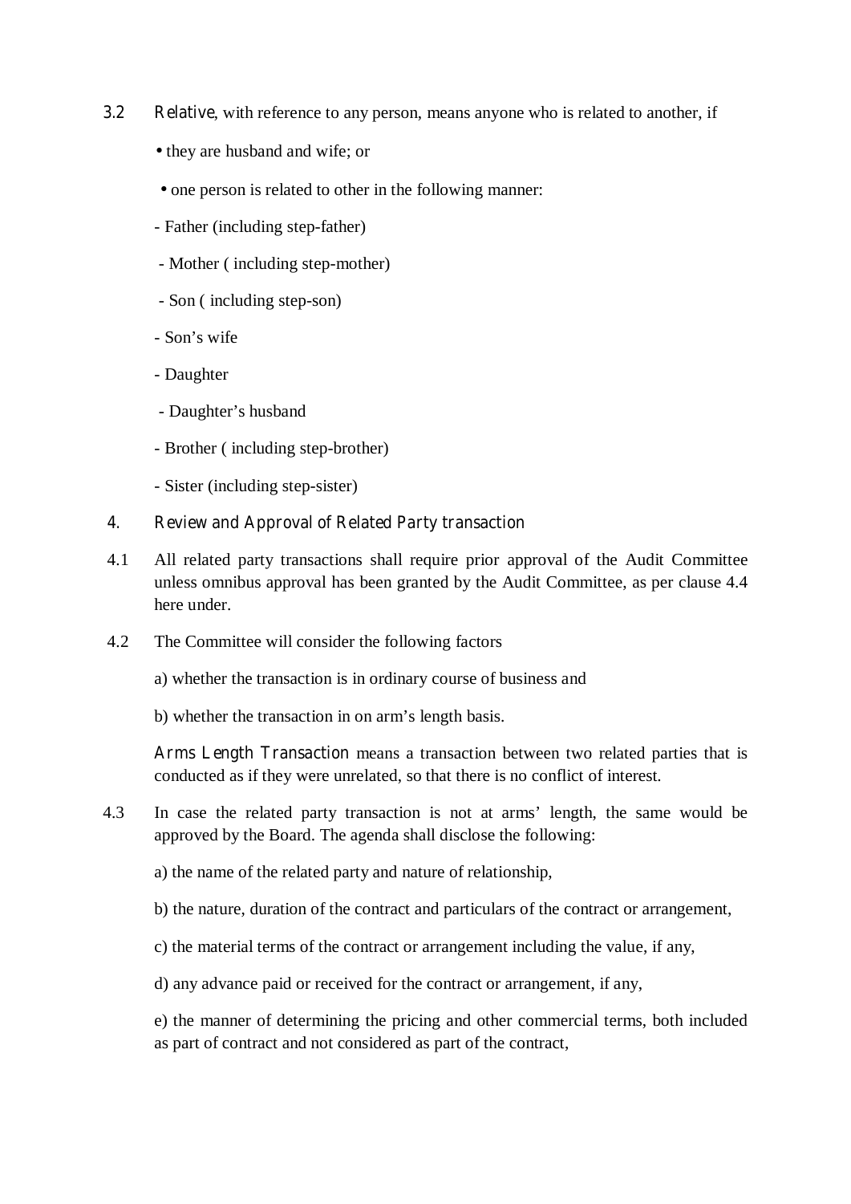3.2 **Relative**, with reference to any person, means anyone who is related to another, if

- they are husband and wife; or
- one person is related to other in the following manner:

- Father (including step-father)
- Mother ( including step-mother)
- Son ( including step-son)
- Son's wife
- Daughter
- Daughter's husband
- Brother ( including step-brother)
- Sister (including step-sister)

## 4. Review and Approval of Related Party transaction

4.1 All related party transactions shall require prior approval of the Audit Committee unless omnibus approval has been granted by the Audit Committee, as per clause 4.4 here under.

4.2 The Committee will consider the following factors

a) whether the transaction is in ordinary course of business and

b) whether the transaction in on arm's length basis.

**Arms Length Transaction** means a transaction between two related parties that is conducted as if they were unrelated, so that there is no conflict of interest.

4.3 In case the related party transaction is not at arms' length, the same would be approved by the Board. The agenda shall disclose the following:

a) the name of the related party and nature of relationship,

b) the nature, duration of the contract and particulars of the contract or arrangement,

c) the material terms of the contract or arrangement including the value, if any,

d) any advance paid or received for the contract or arrangement, if any,

e) the manner of determining the pricing and other commercial terms, both included as part of contract and not considered as part of the contract,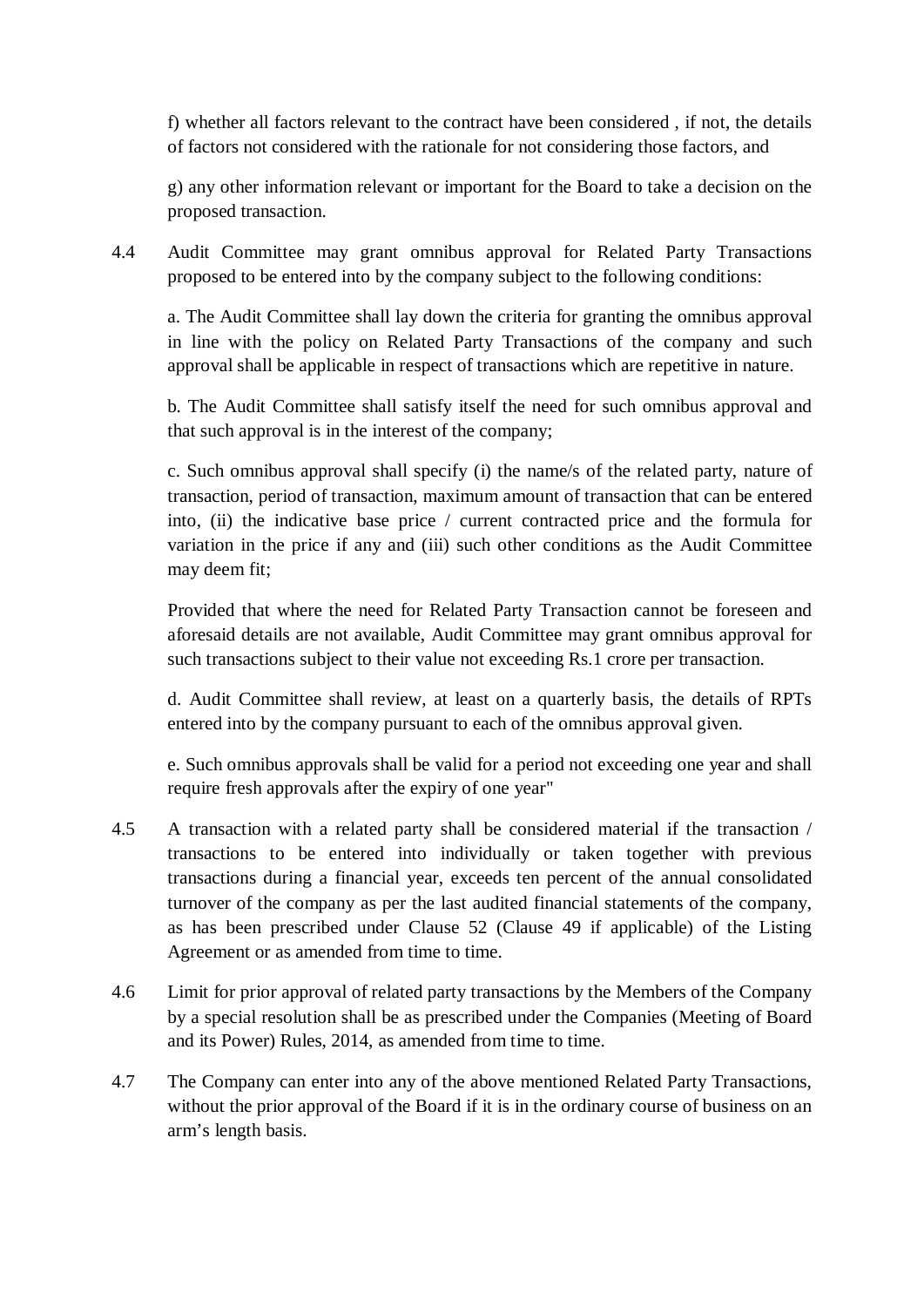f) whether all factors relevant to the contract have been considered , if not, the details of factors not considered with the rationale for not considering those factors, and

g) any other information relevant or important for the Board to take a decision on the proposed transaction.

4.4 Audit Committee may grant omnibus approval for Related Party Transactions proposed to be entered into by the company subject to the following conditions:

a. The Audit Committee shall lay down the criteria for granting the omnibus approval in line with the policy on Related Party Transactions of the company and such approval shall be applicable in respect of transactions which are repetitive in nature.

b. The Audit Committee shall satisfy itself the need for such omnibus approval and that such approval is in the interest of the company;

c. Such omnibus approval shall specify (i) the name/s of the related party, nature of transaction, period of transaction, maximum amount of transaction that can be entered into, (ii) the indicative base price / current contracted price and the formula for variation in the price if any and (iii) such other conditions as the Audit Committee may deem fit;

Provided that where the need for Related Party Transaction cannot be foreseen and aforesaid details are not available, Audit Committee may grant omnibus approval for such transactions subject to their value not exceeding Rs.1 crore per transaction.

d. Audit Committee shall review, at least on a quarterly basis, the details of RPTs entered into by the company pursuant to each of the omnibus approval given.

e. Such omnibus approvals shall be valid for a period not exceeding one year and shall require fresh approvals after the expiry of one year"

4.5 A transaction with a related party shall be considered material if the transaction / transactions to be entered into individually or taken together with previous transactions during a financial year, exceeds ten percent of the annual consolidated turnover of the company as per the last audited financial statements of the company, as has been prescribed under Clause 52 (Clause 49 if applicable) of the Listing Agreement or as amended from time to time.

4.6 Limit for prior approval of related party transactions by the Members of the Company by a special resolution shall be as prescribed under the Companies (Meeting of Board and its Power) Rules, 2014, as amended from time to time.

4.7 The Company can enter into any of the above mentioned Related Party Transactions, without the prior approval of the Board if it is in the ordinary course of business on an arm's length basis.